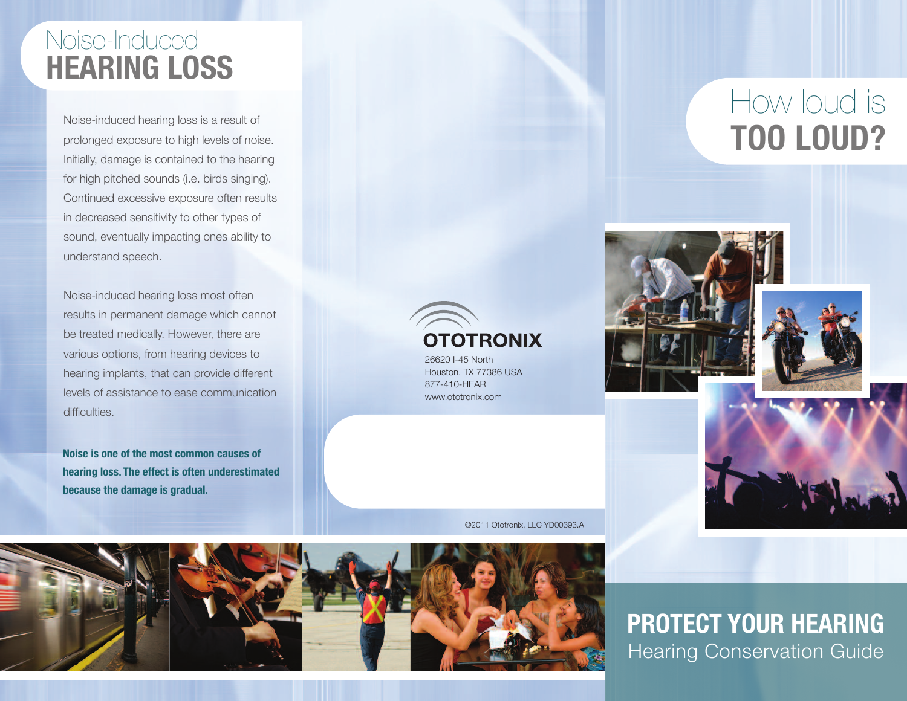# Noise-Induced HEARING LOSS

Noise-induced hearing loss is a result of prolonged exposure to high levels of noise. Initially, damage is contained to the hearing for high pitched sounds (i.e. birds singing). Continued excessive exposure often results in decreased sensitivity to other types of sound, eventually impacting ones ability to understand speech.

Noise-induced hearing loss most often results in permanent damage which cannot be treated medically. However, there are various options, from hearing devices to hearing implants, that can provide different levels of assistance to ease communication difficulties.

**Noise is one of the most common causes of hearing loss. The effect is often underestimated because the damage is gradual.**

OTOTRONIX

26620 I-45 North
Houston, TX 77386 USA
877-410-HEAR
www.ototronix.com

©2011 Ototronix, LLC YD00393.A

# How loud is TOO LOUD?

## PROTECT YOUR HEARING

Hearing Conservation Guide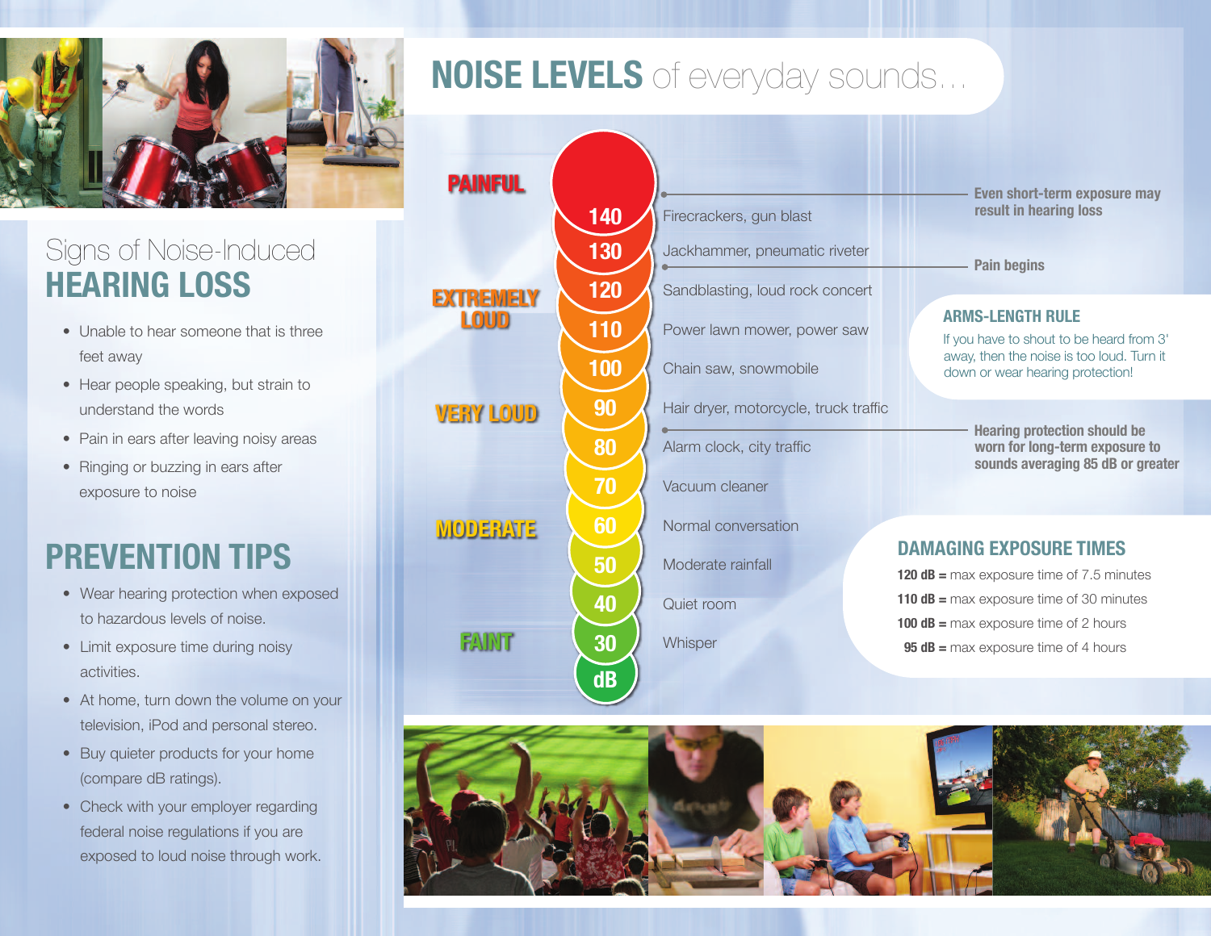## Signs of Noise-Induced **HEARING LOSS**

- Unable to hear someone that is three feet away
- Hear people speaking, but strain to understand the words
- Pain in ears after leaving noisy areas
- Ringing or buzzing in ears after exposure to noise

## PREVENTION TIPS

- Wear hearing protection when exposed to hazardous levels of noise.
- Limit exposure time during noisy activities.
- At home, turn down the volume on your television, iPod and personal stereo.
- Buy quieter products for your home (compare dB ratings).
- Check with your employer regarding federal noise regulations if you are exposed to loud noise through work.

# **NOISE LEVELS** of everyday sounds…

PAINFUL

140 Firecrackers, gun blast — Even short-term exposure may result in hearing loss

130 Jackhammer, pneumatic riveter — Pain begins

EXTREMELY LOUD

120 Sandblasting, loud rock concert

110 Power lawn mower, power saw

100 Chain saw, snowmobile

VERY LOUD

90 Hair dryer, motorcycle, truck traffic — Hearing protection should be worn for long-term exposure to sounds averaging 85 dB or greater

80 Alarm clock, city traffic

70 Vacuum cleaner

MODERATE

60 Normal conversation

50 Moderate rainfall

40 Quiet room

FAINT

30 Whisper

dB

### ARMS-LENGTH RULE

If you have to shout to be heard from 3' away, then the noise is too loud. Turn it down or wear hearing protection!

### DAMAGING EXPOSURE TIMES

**120 dB =** max exposure time of 7.5 minutes

**110 dB =** max exposure time of 30 minutes

**100 dB =** max exposure time of 2 hours

**95 dB =** max exposure time of 4 hours